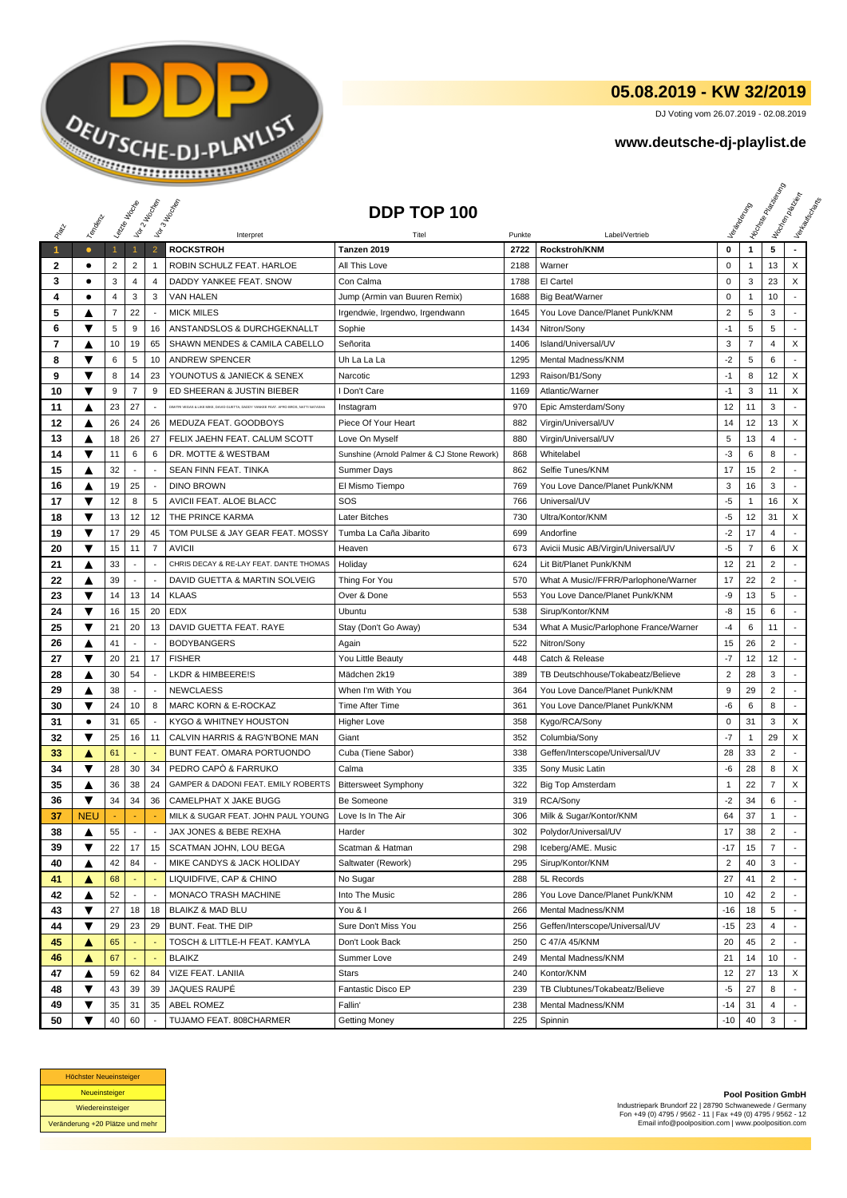# 05.08.2019 - KW 32/2019

DJ Voting vom 26.07.2019 - 02.08.2019

**www.deutsche-dj-playlist.de**

## DDP TOP 100

| Platz | Tendenz | Letzte Woche | Vor 2 Wochen | Vor 3 Wochen | Interpret | Titel | Punkte | Label/Vertrieb | Veränderung | Höchste Platzierung | Wochen platziert | Verkaufscharts |
|---|---|---|---|---|---|---|---|---|---|---|---|---|
| 1 | ● | 1 | 1 | 2 | **ROCKSTROH** | **Tanzen 2019** | **2722** | **Rockstroh/KNM** | **0** | **1** | **5** | - |
| 2 | ● | 2 | 2 | 1 | ROBIN SCHULZ FEAT. HARLOE | All This Love | 2188 | Warner | 0 | 1 | 13 | X |
| 3 | ● | 3 | 4 | 4 | DADDY YANKEE FEAT. SNOW | Con Calma | 1788 | El Cartel | 0 | 3 | 23 | X |
| 4 | ● | 4 | 3 | 3 | VAN HALEN | Jump (Armin van Buuren Remix) | 1688 | Big Beat/Warner | 0 | 1 | 10 | - |
| 5 | ▲ | 7 | 22 | - | MICK MILES | Irgendwie, Irgendwo, Irgendwann | 1645 | You Love Dance/Planet Punk/KNM | 2 | 5 | 3 | - |
| 6 | ▼ | 5 | 9 | 16 | ANSTANDSLOS & DURCHGEKNALLT | Sophie | 1434 | Nitron/Sony | -1 | 5 | 5 | - |
| 7 | ▲ | 10 | 19 | 65 | SHAWN MENDES & CAMILA CABELLO | Señorita | 1406 | Island/Universal/UV | 3 | 7 | 4 | X |
| 8 | ▼ | 6 | 5 | 10 | ANDREW SPENCER | Uh La La La | 1295 | Mental Madness/KNM | -2 | 5 | 6 | - |
| 9 | ▼ | 8 | 14 | 23 | YOUNOTUS & JANIECK & SENEX | Narcotic | 1293 | Raison/B1/Sony | -1 | 8 | 12 | X |
| 10 | ▼ | 9 | 7 | 9 | ED SHEERAN & JUSTIN BIEBER | I Don't Care | 1169 | Atlantic/Warner | -1 | 3 | 11 | X |
| 11 | ▲ | 23 | 27 | - | DIMITRI VEGAS & LIKE MIKE, DAVID GUETTA, DADDY YANKEE FEAT. AFRO BROS, NATTI NATASHA | Instagram | 970 | Epic Amsterdam/Sony | 12 | 11 | 3 | - |
| 12 | ▲ | 26 | 24 | 26 | MEDUZA FEAT. GOODBOYS | Piece Of Your Heart | 882 | Virgin/Universal/UV | 14 | 12 | 13 | X |
| 13 | ▲ | 18 | 26 | 27 | FELIX JAEHN FEAT. CALUM SCOTT | Love On Myself | 880 | Virgin/Universal/UV | 5 | 13 | 4 | - |
| 14 | ▼ | 11 | 6 | 6 | DR. MOTTE & WESTBAM | Sunshine (Arnold Palmer & CJ Stone Rework) | 868 | Whitelabel | -3 | 6 | 8 | - |
| 15 | ▲ | 32 | - | - | SEAN FINN FEAT. TINKA | Summer Days | 862 | Selfie Tunes/KNM | 17 | 15 | 2 | - |
| 16 | ▲ | 19 | 25 | - | DINO BROWN | El Mismo Tiempo | 769 | You Love Dance/Planet Punk/KNM | 3 | 16 | 3 | - |
| 17 | ▼ | 12 | 8 | 5 | AVICII FEAT. ALOE BLACC | SOS | 766 | Universal/UV | -5 | 1 | 16 | X |
| 18 | ▼ | 13 | 12 | 12 | THE PRINCE KARMA | Later Bitches | 730 | Ultra/Kontor/KNM | -5 | 12 | 31 | X |
| 19 | ▼ | 17 | 29 | 45 | TOM PULSE & JAY GEAR FEAT. MOSSY | Tumba La Caña Jibarito | 699 | Andorfine | -2 | 17 | 4 | - |
| 20 | ▼ | 15 | 11 | 7 | AVICII | Heaven | 673 | Avicii Music AB/Virgin/Universal/UV | -5 | 7 | 6 | X |
| 21 | ▲ | 33 | - | - | CHRIS DECAY & RE-LAY FEAT. DANTE THOMAS | Holiday | 624 | Lit Bit/Planet Punk/KNM | 12 | 21 | 2 | - |
| 22 | ▲ | 39 | - | - | DAVID GUETTA & MARTIN SOLVEIG | Thing For You | 570 | What A Music//FFRR/Parlophone/Warner | 17 | 22 | 2 | - |
| 23 | ▼ | 14 | 13 | 14 | KLAAS | Over & Done | 553 | You Love Dance/Planet Punk/KNM | -9 | 13 | 5 | - |
| 24 | ▼ | 16 | 15 | 20 | EDX | Ubuntu | 538 | Sirup/Kontor/KNM | -8 | 15 | 6 | - |
| 25 | ▼ | 21 | 20 | 13 | DAVID GUETTA FEAT. RAYE | Stay (Don't Go Away) | 534 | What A Music/Parlophone France/Warner | -4 | 6 | 11 | - |
| 26 | ▲ | 41 | - | - | BODYBANGERS | Again | 522 | Nitron/Sony | 15 | 26 | 2 | - |
| 27 | ▼ | 20 | 21 | 17 | FISHER | You Little Beauty | 448 | Catch & Release | -7 | 12 | 12 | - |
| 28 | ▲ | 30 | 54 | - | LKDR & HIMBEERE!S | Mädchen 2k19 | 389 | TB Deutschhouse/Tokabeatz/Believe | 2 | 28 | 3 | - |
| 29 | ▲ | 38 | - | - | NEWCLAESS | When I'm With You | 364 | You Love Dance/Planet Punk/KNM | 9 | 29 | 2 | - |
| 30 | ▼ | 24 | 10 | 8 | MARC KORN & E-ROCKAZ | Time After Time | 361 | You Love Dance/Planet Punk/KNM | -6 | 6 | 8 | - |
| 31 | ● | 31 | 65 | - | KYGO & WHITNEY HOUSTON | Higher Love | 358 | Kygo/RCA/Sony | 0 | 31 | 3 | X |
| 32 | ▼ | 25 | 16 | 11 | CALVIN HARRIS & RAG'N'BONE MAN | Giant | 352 | Columbia/Sony | -7 | 1 | 29 | X |
| 33 | ▲ | 61 | - | - | BUNT FEAT. OMARA PORTUONDO | Cuba (Tiene Sabor) | 338 | Geffen/Interscope/Universal/UV | 28 | 33 | 2 | - |
| 34 | ▼ | 28 | 30 | 34 | PEDRO CAPÓ & FARRUKO | Calma | 335 | Sony Music Latin | -6 | 28 | 8 | X |
| 35 | ▲ | 36 | 38 | 24 | GAMPER & DADONI FEAT. EMILY ROBERTS | Bittersweet Symphony | 322 | Big Top Amsterdam | 1 | 22 | 7 | X |
| 36 | ▼ | 34 | 34 | 36 | CAMELPHAT X JAKE BUGG | Be Someone | 319 | RCA/Sony | -2 | 34 | 6 | - |
| 37 | NEU | - | - | - | MILK & SUGAR FEAT. JOHN PAUL YOUNG | Love Is In The Air | 306 | Milk & Sugar/Kontor/KNM | 64 | 37 | 1 | - |
| 38 | ▲ | 55 | - | - | JAX JONES & BEBE REXHA | Harder | 302 | Polydor/Universal/UV | 17 | 38 | 2 | - |
| 39 | ▼ | 22 | 17 | 15 | SCATMAN JOHN, LOU BEGA | Scatman & Hatman | 298 | Iceberg/AME. Music | -17 | 15 | 7 | - |
| 40 | ▲ | 42 | 84 | - | MIKE CANDYS & JACK HOLIDAY | Saltwater (Rework) | 295 | Sirup/Kontor/KNM | 2 | 40 | 3 | - |
| 41 | ▲ | 68 | - | - | LIQUIDFIVE, CAP & CHINO | No Sugar | 288 | 5L Records | 27 | 41 | 2 | - |
| 42 | ▲ | 52 | - | - | MONACO TRASH MACHINE | Into The Music | 286 | You Love Dance/Planet Punk/KNM | 10 | 42 | 2 | - |
| 43 | ▼ | 27 | 18 | 18 | BLAIKZ & MAD BLU | You & I | 266 | Mental Madness/KNM | -16 | 18 | 5 | - |
| 44 | ▼ | 29 | 23 | 29 | BUNT. Feat. THE DIP | Sure Don't Miss You | 256 | Geffen/Interscope/Universal/UV | -15 | 23 | 4 | - |
| 45 | ▲ | 65 | - | - | TOSCH & LITTLE-H FEAT. KAMYLA | Don't Look Back | 250 | C 47/A 45/KNM | 20 | 45 | 2 | - |
| 46 | ▲ | 67 | - | - | BLAIKZ | Summer Love | 249 | Mental Madness/KNM | 21 | 14 | 10 | - |
| 47 | ▲ | 59 | 62 | 84 | VIZE FEAT. LANIIA | Stars | 240 | Kontor/KNM | 12 | 27 | 13 | X |
| 48 | ▼ | 43 | 39 | 39 | JAQUES RAUPÉ | Fantastic Disco EP | 239 | TB Clubtunes/Tokabeatz/Believe | -5 | 27 | 8 | - |
| 49 | ▼ | 35 | 31 | 35 | ABEL ROMEZ | Fallin' | 238 | Mental Madness/KNM | -14 | 31 | 4 | - |
| 50 | ▼ | 40 | 60 | - | TUJAMO FEAT. 808CHARMER | Getting Money | 225 | Spinnin | -10 | 40 | 3 | - |

| |
|---|
| Höchster Neueinsteiger |
| Neueinsteiger |
| Wiedereinsteiger |
| Veränderung +20 Plätze und mehr |

**Pool Position GmbH**
Industriepark Brundorf 22 | 28790 Schwanewede / Germany
Fon +49 (0) 4795 / 9562 - 11 | Fax +49 (0) 4795 / 9562 - 12
Email info@poolposition.com | www.poolposition.com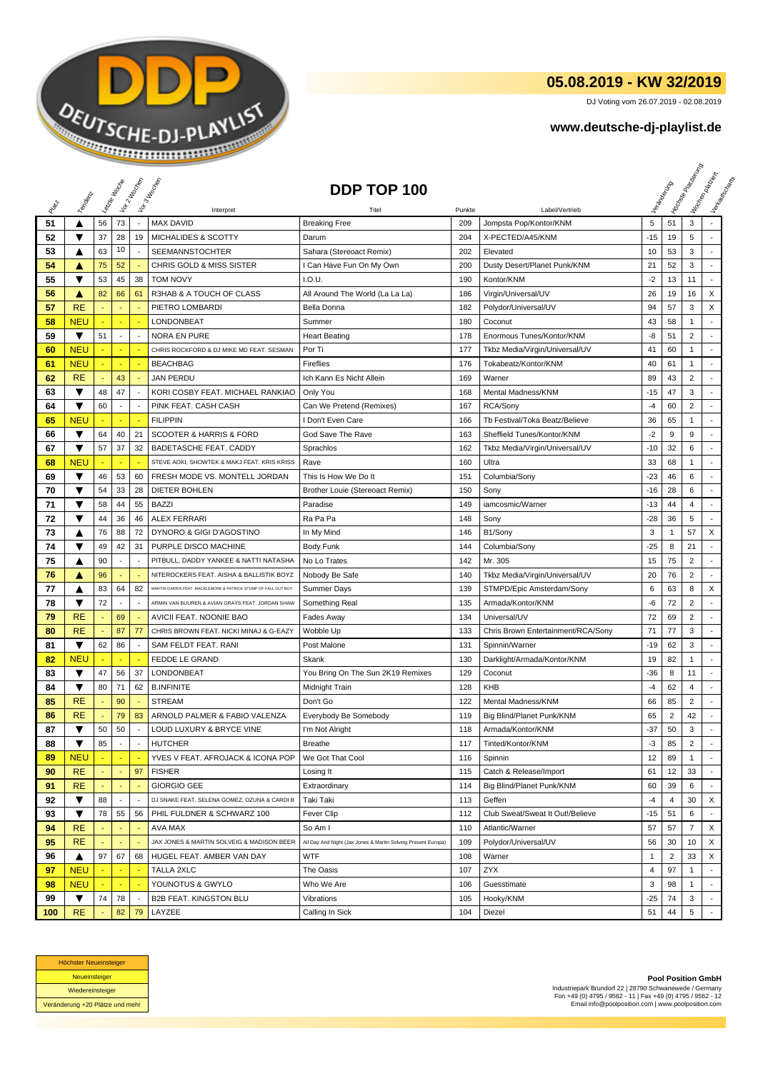# 05.08.2019 - KW 32/2019

DJ Voting vom 26.07.2019 - 02.08.2019

**www.deutsche-dj-playlist.de**

## DDP TOP 100

| Platz | Tendenz | Letzte Woche | Vor 2 Wochen | Vor 3 Wochen | Interpret | Titel | Punkte | Label/Vertrieb | Veränderung | Höchste Platzierung | Wochen platziert | Verkaufscharts |
|---|---|---|---|---|---|---|---|---|---|---|---|---|
| 51 | ▲ | 56 | 73 | - | MAX DAVID | Breaking Free | 209 | Jompsta Pop/Kontor/KNM | 5 | 51 | 3 | - |
| 52 | ▼ | 37 | 28 | 19 | MICHALIDES & SCOTTY | Darum | 204 | X-PECTED/A45/KNM | -15 | 19 | 5 | - |
| 53 | ▲ | 63 | 10 | - | SEEMANNSTOCHTER | Sahara (Stereoact Remix) | 202 | Elevated | 10 | 53 | 3 | - |
| 54 | ▲ | 75 | 52 | - | CHRIS GOLD & MISS SISTER | I Can Have Fun On My Own | 200 | Dusty Desert/Planet Punk/KNM | 21 | 52 | 3 | - |
| 55 | ▼ | 53 | 45 | 38 | TOM NOVY | I.O.U. | 190 | Kontor/KNM | -2 | 13 | 11 | - |
| 56 | ▲ | 82 | 66 | 61 | R3HAB & A TOUCH OF CLASS | All Around The World (La La La) | 186 | Virgin/Universal/UV | 26 | 19 | 16 | X |
| 57 | RE | - | - | - | PIETRO LOMBARDI | Bella Donna | 182 | Polydor/Universal/UV | 94 | 57 | 3 | X |
| 58 | NEU | - | - | - | LONDONBEAT | Summer | 180 | Coconut | 43 | 58 | 1 | - |
| 59 | ▼ | 51 | - | - | NORA EN PURE | Heart Beating | 178 | Enormous Tunes/Kontor/KNM | -8 | 51 | 2 | - |
| 60 | NEU | - | - | - | CHRIS ROCKFORD & DJ MIKE MD FEAT. SESMAN | Por Ti | 177 | Tkbz Media/Virgin/Universal/UV | 41 | 60 | 1 | - |
| 61 | NEU | - | - | - | BEACHBAG | Fireflies | 176 | Tokabeatz/Kontor/KNM | 40 | 61 | 1 | - |
| 62 | RE | - | 43 | - | JAN PERDU | Ich Kann Es Nicht Allein | 169 | Warner | 89 | 43 | 2 | - |
| 63 | ▼ | 48 | 47 | - | KORI COSBY FEAT. MICHAEL RANKIAO | Only You | 168 | Mental Madness/KNM | -15 | 47 | 3 | - |
| 64 | ▼ | 60 | - | - | PINK FEAT. CASH CASH | Can We Pretend (Remixes) | 167 | RCA/Sony | -4 | 60 | 2 | - |
| 65 | NEU | - | - | - | FILIPPIN | I Don't Even Care | 166 | Tb Festival/Toka Beatz/Believe | 36 | 65 | 1 | - |
| 66 | ▼ | 64 | 40 | 21 | SCOOTER & HARRIS & FORD | God Save The Rave | 163 | Sheffield Tunes/Kontor/KNM | -2 | 9 | 9 | - |
| 67 | ▼ | 57 | 37 | 32 | BADETASCHE FEAT. CADDY | Sprachlos | 162 | Tkbz Media/Virgin/Universal/UV | -10 | 32 | 6 | - |
| 68 | NEU | - | - | - | STEVE AOKI, SHOWTEK & MAKJ FEAT. KRIS KRISS | Rave | 160 | Ultra | 33 | 68 | 1 | - |
| 69 | ▼ | 46 | 53 | 60 | FRESH MODE VS. MONTELL JORDAN | This Is How We Do It | 151 | Columbia/Sony | -23 | 46 | 6 | - |
| 70 | ▼ | 54 | 33 | 28 | DIETER BOHLEN | Brother Louie (Stereoact Remix) | 150 | Sony | -16 | 28 | 6 | - |
| 71 | ▼ | 58 | 44 | 55 | BAZZI | Paradise | 149 | iamcosmic/Warner | -13 | 44 | 4 | - |
| 72 | ▼ | 44 | 36 | 46 | ALEX FERRARI | Ra Pa Pa | 148 | Sony | -28 | 36 | 5 | - |
| 73 | ▲ | 76 | 88 | 72 | DYNORO & GIGI D'AGOSTINO | In My Mind | 146 | B1/Sony | 3 | 1 | 57 | X |
| 74 | ▼ | 49 | 42 | 31 | PURPLE DISCO MACHINE | Body Funk | 144 | Columbia/Sony | -25 | 8 | 21 | - |
| 75 | ▲ | 90 | - | - | PITBULL, DADDY YANKEE & NATTI NATASHA | No Lo Trates | 142 | Mr. 305 | 15 | 75 | 2 | - |
| 76 | ▲ | 96 | - | - | NITEROCKERS FEAT. AISHA & BALLISTIK BOYZ | Nobody Be Safe | 140 | Tkbz Media/Virgin/Universal/UV | 20 | 76 | 2 | - |
| 77 | ▲ | 83 | 64 | 82 | MARTIN GARRIX FEAT. MACKLEMORE & PATRICK STUMP OF FALL OUT BOY | Summer Days | 139 | STMPD/Epic Amsterdam/Sony | 6 | 63 | 8 | X |
| 78 | ▼ | 72 | - | - | ARMIN VAN BUUREN & AVIAN GRAYS FEAT. JORDAN SHAW | Something Real | 135 | Armada/Kontor/KNM | -6 | 72 | 2 | - |
| 79 | RE | - | 69 | - | AVICII FEAT. NOONIE BAO | Fades Away | 134 | Universal/UV | 72 | 69 | 2 | - |
| 80 | RE | - | 87 | 77 | CHRIS BROWN FEAT. NICKI MINAJ & G-EAZY | Wobble Up | 133 | Chris Brown Entertainment/RCA/Sony | 71 | 77 | 3 | - |
| 81 | ▼ | 62 | 86 | - | SAM FELDT FEAT. RANI | Post Malone | 131 | Spinnin/Warner | -19 | 62 | 3 | - |
| 82 | NEU | - | - | - | FEDDE LE GRAND | Skank | 130 | Darklight/Armada/Kontor/KNM | 19 | 82 | 1 | - |
| 83 | ▼ | 47 | 56 | 37 | LONDONBEAT | You Bring On The Sun 2K19 Remixes | 129 | Coconut | -36 | 8 | 11 | - |
| 84 | ▼ | 80 | 71 | 62 | B.INFINITE | Midnight Train | 128 | KHB | -4 | 62 | 4 | - |
| 85 | RE | - | 90 | - | STREAM | Don't Go | 122 | Mental Madness/KNM | 66 | 85 | 2 | - |
| 86 | RE | - | 79 | 83 | ARNOLD PALMER & FABIO VALENZA | Everybody Be Somebody | 119 | Big Blind/Planet Punk/KNM | 65 | 2 | 42 | - |
| 87 | ▼ | 50 | 50 | - | LOUD LUXURY & BRYCE VINE | I'm Not Alright | 118 | Armada/Kontor/KNM | -37 | 50 | 3 | - |
| 88 | ▼ | 85 | - | - | HUTCHER | Breathe | 117 | Tinted/Kontor/KNM | -3 | 85 | 2 | - |
| 89 | NEU | - | - | - | YVES V FEAT. AFROJACK & ICONA POP | We Got That Cool | 116 | Spinnin | 12 | 89 | 1 | - |
| 90 | RE | - | - | 97 | FISHER | Losing It | 115 | Catch & Release/Import | 61 | 12 | 33 | - |
| 91 | RE | - | - | - | GIORGIO GEE | Extraordinary | 114 | Big Blind/Planet Punk/KNM | 60 | 39 | 6 | - |
| 92 | ▼ | 88 | - | - | DJ SNAKE FEAT. SELENA GOMEZ, OZUNA & CARDI B | Taki Taki | 113 | Geffen | -4 | 4 | 30 | X |
| 93 | ▼ | 78 | 55 | 56 | PHIL FULDNER & SCHWARZ 100 | Fever Clip | 112 | Club Sweat/Sweat It Out!/Believe | -15 | 51 | 6 | - |
| 94 | RE | - | - | - | AVA MAX | So Am I | 110 | Atlantic/Warner | 57 | 57 | 7 | X |
| 95 | RE | - | - | - | JAX JONES & MARTIN SOLVEIG & MADISON BEER | All Day And Night (Jax Jones & Martin Solveig Present Europa) | 109 | Polydor/Universal/UV | 56 | 30 | 10 | X |
| 96 | ▲ | 97 | 67 | 68 | HUGEL FEAT. AMBER VAN DAY | WTF | 108 | Warner | 1 | 2 | 33 | X |
| 97 | NEU | - | - | - | TALLA 2XLC | The Oasis | 107 | ZYX | 4 | 97 | 1 | - |
| 98 | NEU | - | - | - | YOUNOTUS & GWYLO | Who We Are | 106 | Guesstimate | 3 | 98 | 1 | - |
| 99 | ▼ | 74 | 78 | - | B2B FEAT. KINGSTON BLU | Vibrations | 105 | Hooky/KNM | -25 | 74 | 3 | - |
| 100 | RE | - | 82 | 79 | LAYZEE | Calling In Sick | 104 | Diezel | 51 | 44 | 5 | - |

Höchster Neueinsteiger
Neueinsteiger
Wiedereinsteiger
Veränderung +20 Plätze und mehr

**Pool Position GmbH**
Industriepark Brundorf 22 | 28790 Schwanewede / Germany
Fon +49 (0) 4795 / 9562 - 11 | Fax +49 (0) 4795 / 9562 - 12
Email info@poolposition.com | www.poolposition.com